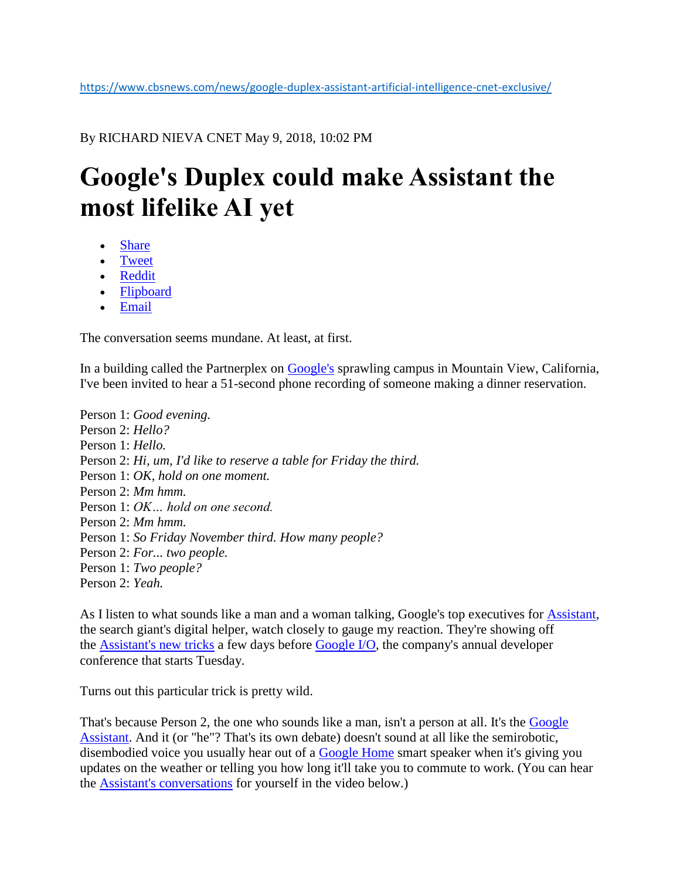https://www.cbsnews.com/news/google-duplex-assistant-artificial-intelligence-cnet-exclusive/

By RICHARD NIEVA CNET May 9, 2018, 10:02 PM

# Google's Duplex could make Assistant the most lifelike AI yet

- Share
- Tweet
- Reddit
- Flipboard
- Email

The conversation seems mundane. At least, at first.

In a building called the Partnerplex on Google's sprawling campus in Mountain View, California, I've been invited to hear a 51-second phone recording of someone making a dinner reservation.

Person 1: *Good evening.*
Person 2: *Hello?*
Person 1: *Hello.*
Person 2: *Hi, um, I'd like to reserve a table for Friday the third.*
Person 1: *OK, hold on one moment.*
Person 2: *Mm hmm.*
Person 1: *OK… hold on one second.*
Person 2: *Mm hmm.*
Person 1: *So Friday November third. How many people?*
Person 2: *For... two people.*
Person 1: *Two people?*
Person 2: *Yeah.*

As I listen to what sounds like a man and a woman talking, Google's top executives for Assistant, the search giant's digital helper, watch closely to gauge my reaction. They're showing off the Assistant's new tricks a few days before Google I/O, the company's annual developer conference that starts Tuesday.

Turns out this particular trick is pretty wild.

That's because Person 2, the one who sounds like a man, isn't a person at all. It's the Google Assistant. And it (or "he"? That's its own debate) doesn't sound at all like the semirobotic, disembodied voice you usually hear out of a Google Home smart speaker when it's giving you updates on the weather or telling you how long it'll take you to commute to work. (You can hear the Assistant's conversations for yourself in the video below.)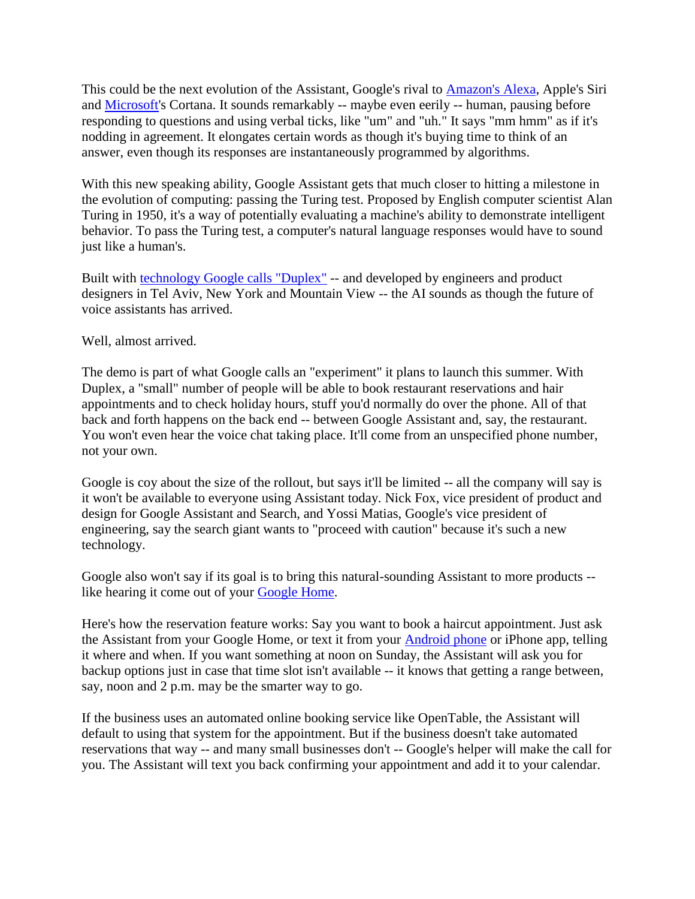This could be the next evolution of the Assistant, Google's rival to Amazon's Alexa, Apple's Siri and Microsoft's Cortana. It sounds remarkably -- maybe even eerily -- human, pausing before responding to questions and using verbal ticks, like "um" and "uh." It says "mm hmm" as if it's nodding in agreement. It elongates certain words as though it's buying time to think of an answer, even though its responses are instantaneously programmed by algorithms.

With this new speaking ability, Google Assistant gets that much closer to hitting a milestone in the evolution of computing: passing the Turing test. Proposed by English computer scientist Alan Turing in 1950, it's a way of potentially evaluating a machine's ability to demonstrate intelligent behavior. To pass the Turing test, a computer's natural language responses would have to sound just like a human's.

Built with technology Google calls "Duplex" -- and developed by engineers and product designers in Tel Aviv, New York and Mountain View -- the AI sounds as though the future of voice assistants has arrived.

Well, almost arrived.

The demo is part of what Google calls an "experiment" it plans to launch this summer. With Duplex, a "small" number of people will be able to book restaurant reservations and hair appointments and to check holiday hours, stuff you'd normally do over the phone. All of that back and forth happens on the back end -- between Google Assistant and, say, the restaurant. You won't even hear the voice chat taking place. It'll come from an unspecified phone number, not your own.

Google is coy about the size of the rollout, but says it'll be limited -- all the company will say is it won't be available to everyone using Assistant today. Nick Fox, vice president of product and design for Google Assistant and Search, and Yossi Matias, Google's vice president of engineering, say the search giant wants to "proceed with caution" because it's such a new technology.

Google also won't say if its goal is to bring this natural-sounding Assistant to more products -- like hearing it come out of your Google Home.

Here's how the reservation feature works: Say you want to book a haircut appointment. Just ask the Assistant from your Google Home, or text it from your Android phone or iPhone app, telling it where and when. If you want something at noon on Sunday, the Assistant will ask you for backup options just in case that time slot isn't available -- it knows that getting a range between, say, noon and 2 p.m. may be the smarter way to go.

If the business uses an automated online booking service like OpenTable, the Assistant will default to using that system for the appointment. But if the business doesn't take automated reservations that way -- and many small businesses don't -- Google's helper will make the call for you. The Assistant will text you back confirming your appointment and add it to your calendar.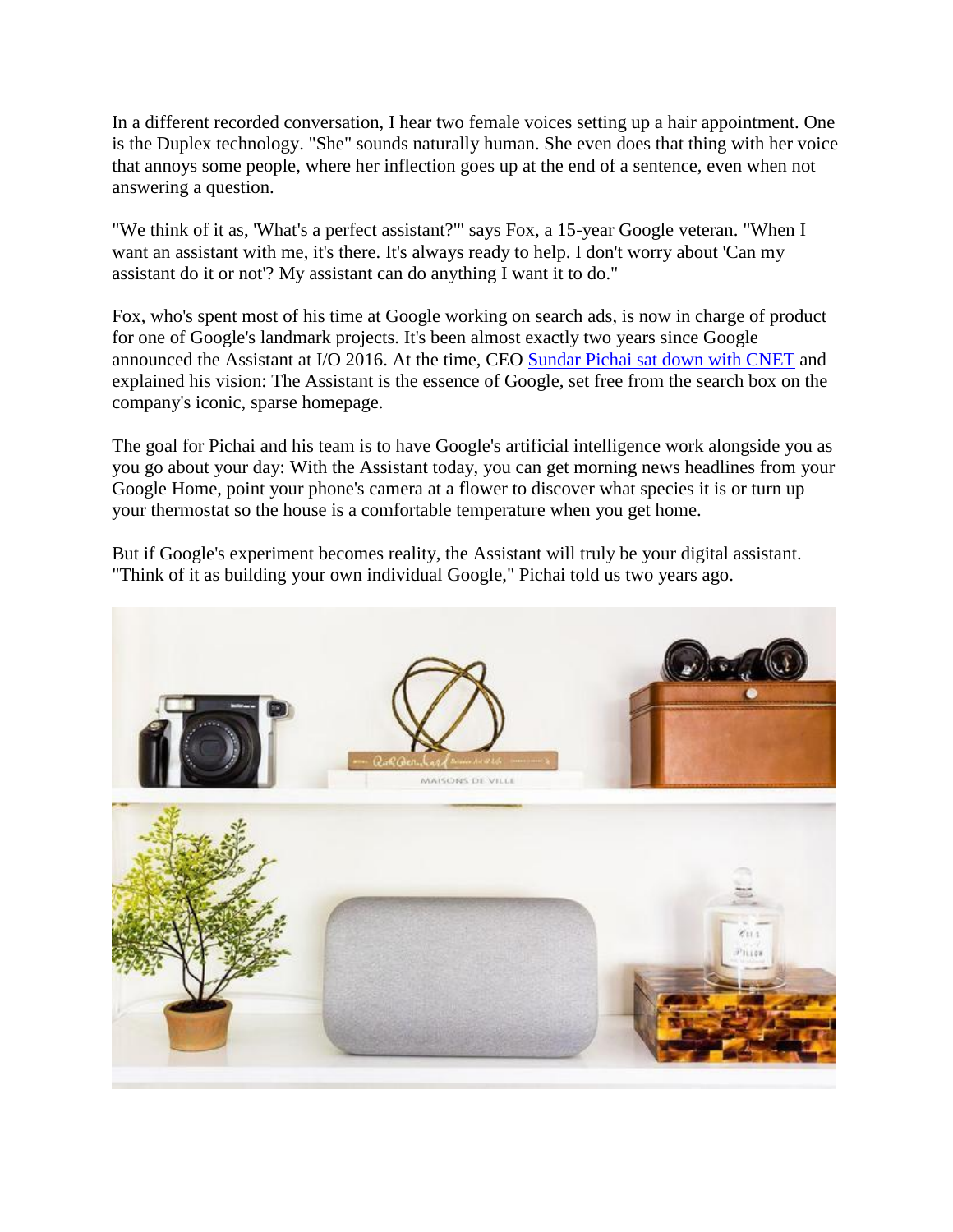In a different recorded conversation, I hear two female voices setting up a hair appointment. One is the Duplex technology. "She" sounds naturally human. She even does that thing with her voice that annoys some people, where her inflection goes up at the end of a sentence, even when not answering a question.

"We think of it as, 'What's a perfect assistant?'" says Fox, a 15-year Google veteran. "When I want an assistant with me, it's there. It's always ready to help. I don't worry about 'Can my assistant do it or not'? My assistant can do anything I want it to do."

Fox, who's spent most of his time at Google working on search ads, is now in charge of product for one of Google's landmark projects. It's been almost exactly two years since Google announced the Assistant at I/O 2016. At the time, CEO [Sundar Pichai sat down with CNET] and explained his vision: The Assistant is the essence of Google, set free from the search box on the company's iconic, sparse homepage.

The goal for Pichai and his team is to have Google's artificial intelligence work alongside you as you go about your day: With the Assistant today, you can get morning news headlines from your Google Home, point your phone's camera at a flower to discover what species it is or turn up your thermostat so the house is a comfortable temperature when you get home.

But if Google's experiment becomes reality, the Assistant will truly be your digital assistant. "Think of it as building your own individual Google," Pichai told us two years ago.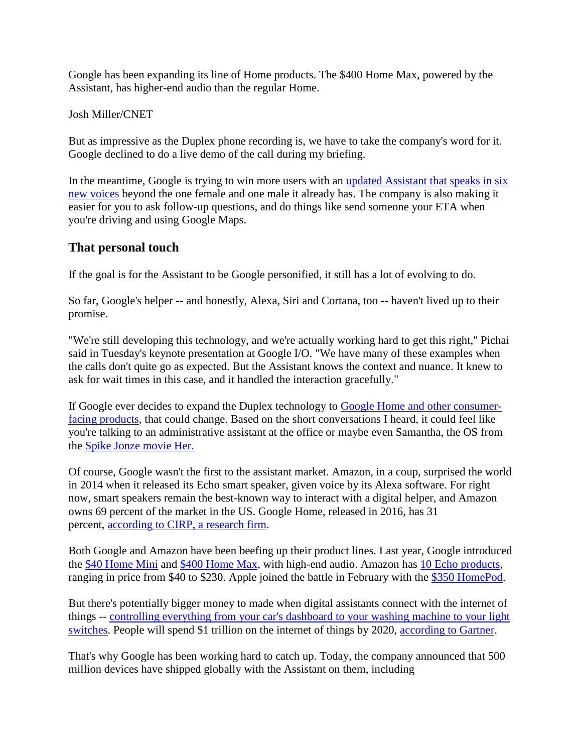Google has been expanding its line of Home products. The $400 Home Max, powered by the Assistant, has higher-end audio than the regular Home.

Josh Miller/CNET

But as impressive as the Duplex phone recording is, we have to take the company's word for it. Google declined to do a live demo of the call during my briefing.

In the meantime, Google is trying to win more users with an updated Assistant that speaks in six new voices beyond the one female and one male it already has. The company is also making it easier for you to ask follow-up questions, and do things like send someone your ETA when you're driving and using Google Maps.

## That personal touch

If the goal is for the Assistant to be Google personified, it still has a lot of evolving to do.

So far, Google's helper -- and honestly, Alexa, Siri and Cortana, too -- haven't lived up to their promise.

"We're still developing this technology, and we're actually working hard to get this right," Pichai said in Tuesday's keynote presentation at Google I/O. "We have many of these examples when the calls don't quite go as expected. But the Assistant knows the context and nuance. It knew to ask for wait times in this case, and it handled the interaction gracefully."

If Google ever decides to expand the Duplex technology to Google Home and other consumer-facing products, that could change. Based on the short conversations I heard, it could feel like you're talking to an administrative assistant at the office or maybe even Samantha, the OS from the Spike Jonze movie Her.

Of course, Google wasn't the first to the assistant market. Amazon, in a coup, surprised the world in 2014 when it released its Echo smart speaker, given voice by its Alexa software. For right now, smart speakers remain the best-known way to interact with a digital helper, and Amazon owns 69 percent of the market in the US. Google Home, released in 2016, has 31 percent, according to CIRP, a research firm.

Both Google and Amazon have been beefing up their product lines. Last year, Google introduced the $40 Home Mini and $400 Home Max, with high-end audio. Amazon has 10 Echo products, ranging in price from $40 to $230. Apple joined the battle in February with the $350 HomePod.

But there's potentially bigger money to made when digital assistants connect with the internet of things -- controlling everything from your car's dashboard to your washing machine to your light switches. People will spend $1 trillion on the internet of things by 2020, according to Gartner.

That's why Google has been working hard to catch up. Today, the company announced that 500 million devices have shipped globally with the Assistant on them, including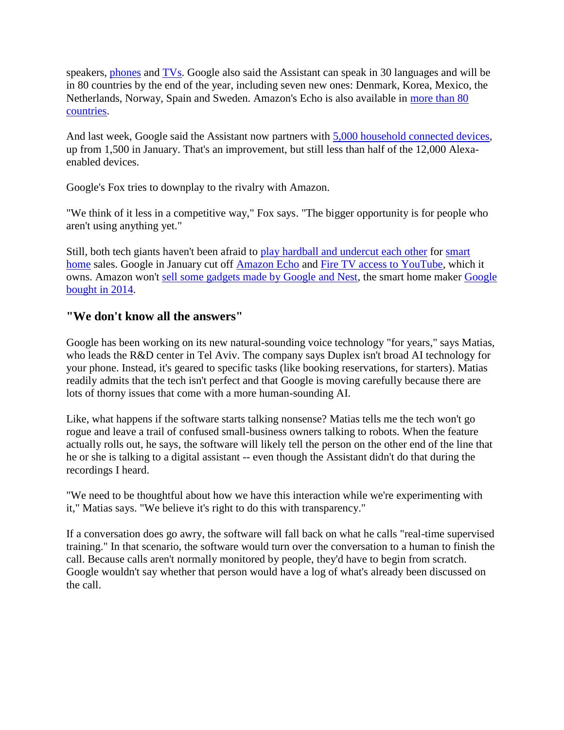speakers, phones and TVs. Google also said the Assistant can speak in 30 languages and will be in 80 countries by the end of the year, including seven new ones: Denmark, Korea, Mexico, the Netherlands, Norway, Spain and Sweden. Amazon's Echo is also available in more than 80 countries.

And last week, Google said the Assistant now partners with 5,000 household connected devices, up from 1,500 in January. That's an improvement, but still less than half of the 12,000 Alexa-enabled devices.

Google's Fox tries to downplay to the rivalry with Amazon.

"We think of it less in a competitive way," Fox says. "The bigger opportunity is for people who aren't using anything yet."

Still, both tech giants haven't been afraid to play hardball and undercut each other for smart home sales. Google in January cut off Amazon Echo and Fire TV access to YouTube, which it owns. Amazon won't sell some gadgets made by Google and Nest, the smart home maker Google bought in 2014.

## "We don't know all the answers"

Google has been working on its new natural-sounding voice technology "for years," says Matias, who leads the R&D center in Tel Aviv. The company says Duplex isn't broad AI technology for your phone. Instead, it's geared to specific tasks (like booking reservations, for starters). Matias readily admits that the tech isn't perfect and that Google is moving carefully because there are lots of thorny issues that come with a more human-sounding AI.

Like, what happens if the software starts talking nonsense? Matias tells me the tech won't go rogue and leave a trail of confused small-business owners talking to robots. When the feature actually rolls out, he says, the software will likely tell the person on the other end of the line that he or she is talking to a digital assistant -- even though the Assistant didn't do that during the recordings I heard.

"We need to be thoughtful about how we have this interaction while we're experimenting with it," Matias says. "We believe it's right to do this with transparency."

If a conversation does go awry, the software will fall back on what he calls "real-time supervised training." In that scenario, the software would turn over the conversation to a human to finish the call. Because calls aren't normally monitored by people, they'd have to begin from scratch. Google wouldn't say whether that person would have a log of what's already been discussed on the call.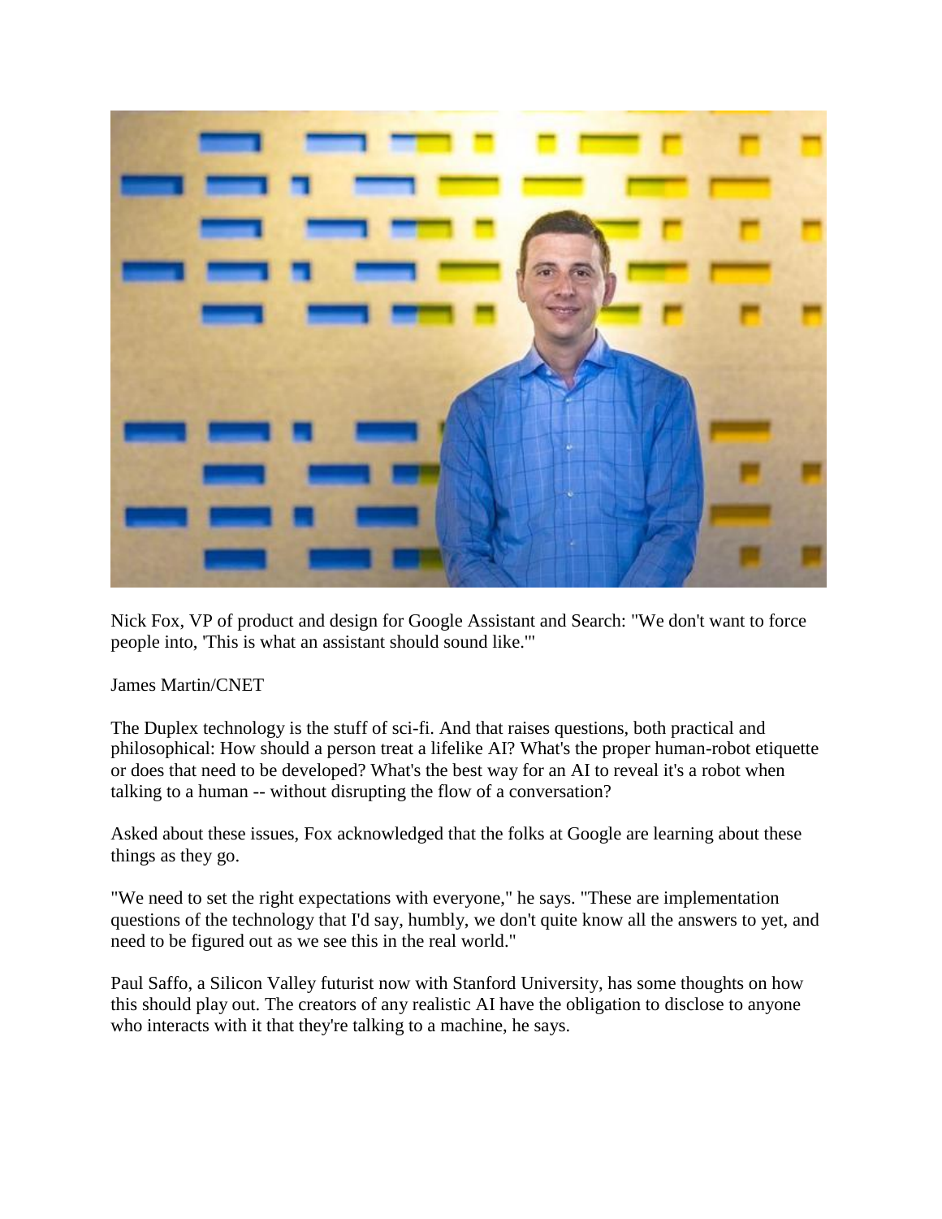Nick Fox, VP of product and design for Google Assistant and Search: "We don't want to force people into, 'This is what an assistant should sound like.'"

James Martin/CNET

The Duplex technology is the stuff of sci-fi. And that raises questions, both practical and philosophical: How should a person treat a lifelike AI? What's the proper human-robot etiquette or does that need to be developed? What's the best way for an AI to reveal it's a robot when talking to a human -- without disrupting the flow of a conversation?

Asked about these issues, Fox acknowledged that the folks at Google are learning about these things as they go.

"We need to set the right expectations with everyone," he says. "These are implementation questions of the technology that I'd say, humbly, we don't quite know all the answers to yet, and need to be figured out as we see this in the real world."

Paul Saffo, a Silicon Valley futurist now with Stanford University, has some thoughts on how this should play out. The creators of any realistic AI have the obligation to disclose to anyone who interacts with it that they're talking to a machine, he says.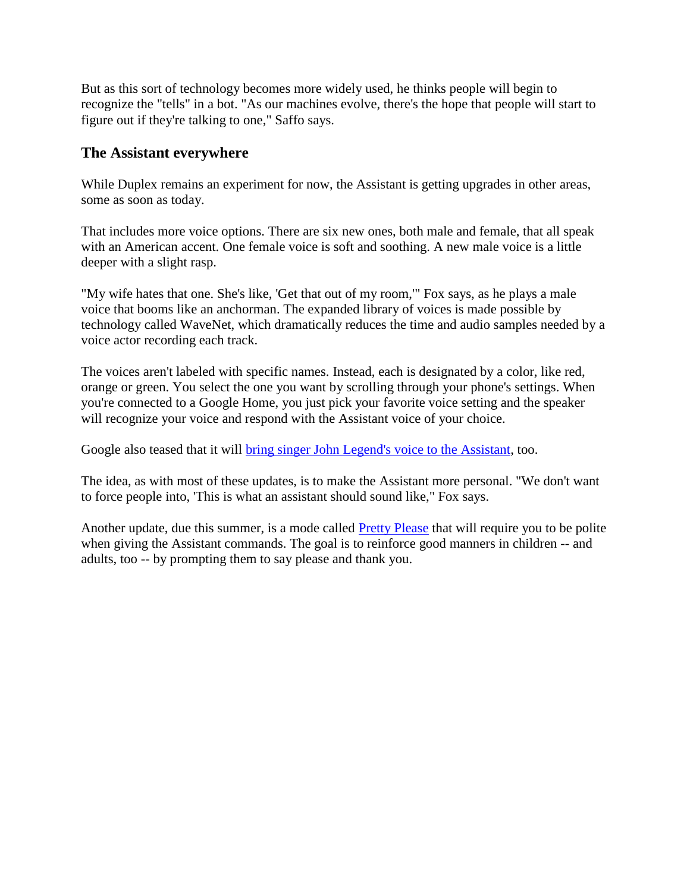But as this sort of technology becomes more widely used, he thinks people will begin to recognize the "tells" in a bot. "As our machines evolve, there's the hope that people will start to figure out if they're talking to one," Saffo says.

### The Assistant everywhere

While Duplex remains an experiment for now, the Assistant is getting upgrades in other areas, some as soon as today.

That includes more voice options. There are six new ones, both male and female, that all speak with an American accent. One female voice is soft and soothing. A new male voice is a little deeper with a slight rasp.

"My wife hates that one. She's like, 'Get that out of my room,'" Fox says, as he plays a male voice that booms like an anchorman. The expanded library of voices is made possible by technology called WaveNet, which dramatically reduces the time and audio samples needed by a voice actor recording each track.

The voices aren't labeled with specific names. Instead, each is designated by a color, like red, orange or green. You select the one you want by scrolling through your phone's settings. When you're connected to a Google Home, you just pick your favorite voice setting and the speaker will recognize your voice and respond with the Assistant voice of your choice.

Google also teased that it will [bring singer John Legend's voice to the Assistant](), too.

The idea, as with most of these updates, is to make the Assistant more personal. "We don't want to force people into, 'This is what an assistant should sound like," Fox says.

Another update, due this summer, is a mode called [Pretty Please]() that will require you to be polite when giving the Assistant commands. The goal is to reinforce good manners in children -- and adults, too -- by prompting them to say please and thank you.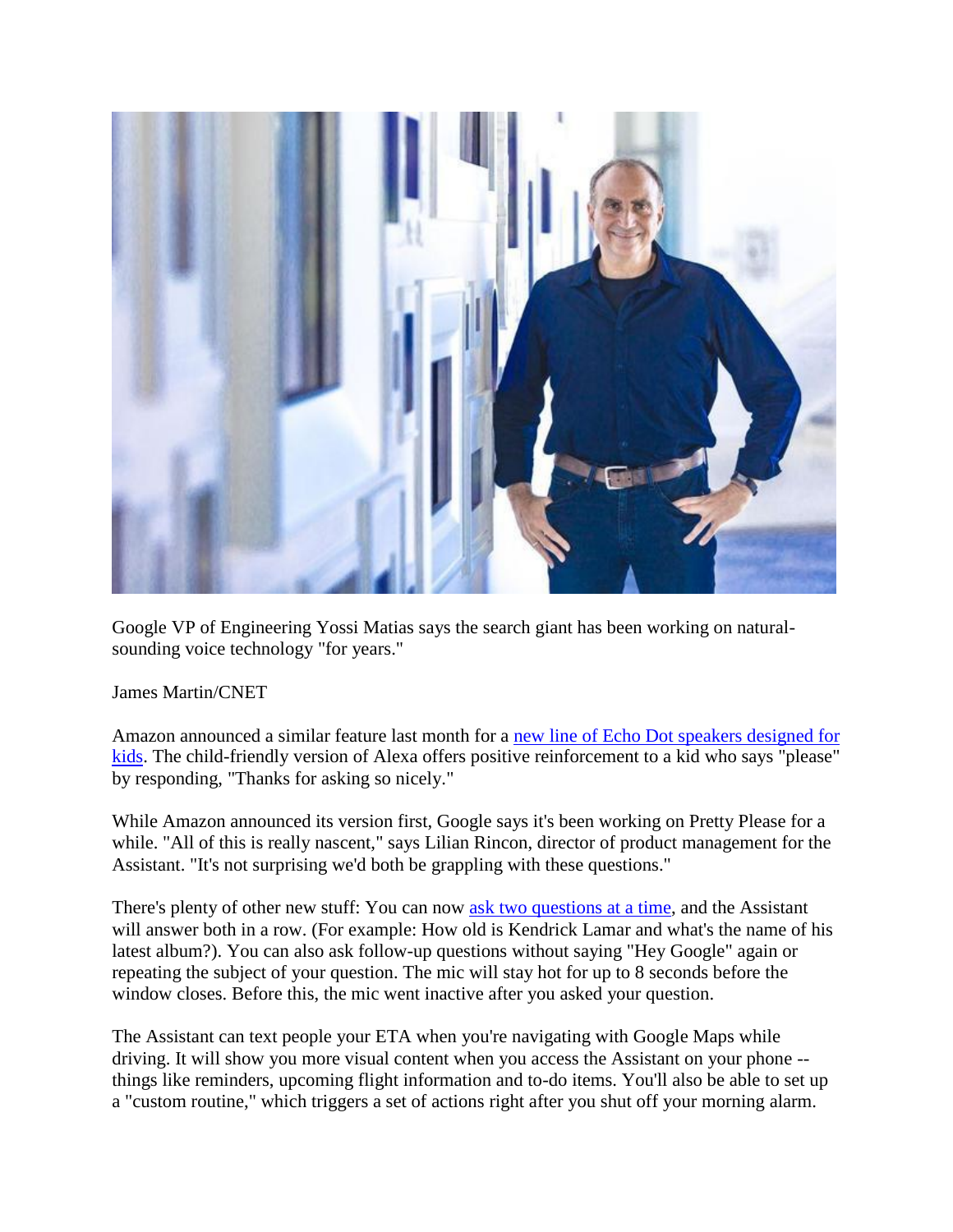Google VP of Engineering Yossi Matias says the search giant has been working on natural-sounding voice technology "for years."

James Martin/CNET

Amazon announced a similar feature last month for a [new line of Echo Dot speakers designed for kids](). The child-friendly version of Alexa offers positive reinforcement to a kid who says "please" by responding, "Thanks for asking so nicely."

While Amazon announced its version first, Google says it's been working on Pretty Please for a while. "All of this is really nascent," says Lilian Rincon, director of product management for the Assistant. "It's not surprising we'd both be grappling with these questions."

There's plenty of other new stuff: You can now [ask two questions at a time](), and the Assistant will answer both in a row. (For example: How old is Kendrick Lamar and what's the name of his latest album?). You can also ask follow-up questions without saying "Hey Google" again or repeating the subject of your question. The mic will stay hot for up to 8 seconds before the window closes. Before this, the mic went inactive after you asked your question.

The Assistant can text people your ETA when you're navigating with Google Maps while driving. It will show you more visual content when you access the Assistant on your phone -- things like reminders, upcoming flight information and to-do items. You'll also be able to set up a "custom routine," which triggers a set of actions right after you shut off your morning alarm.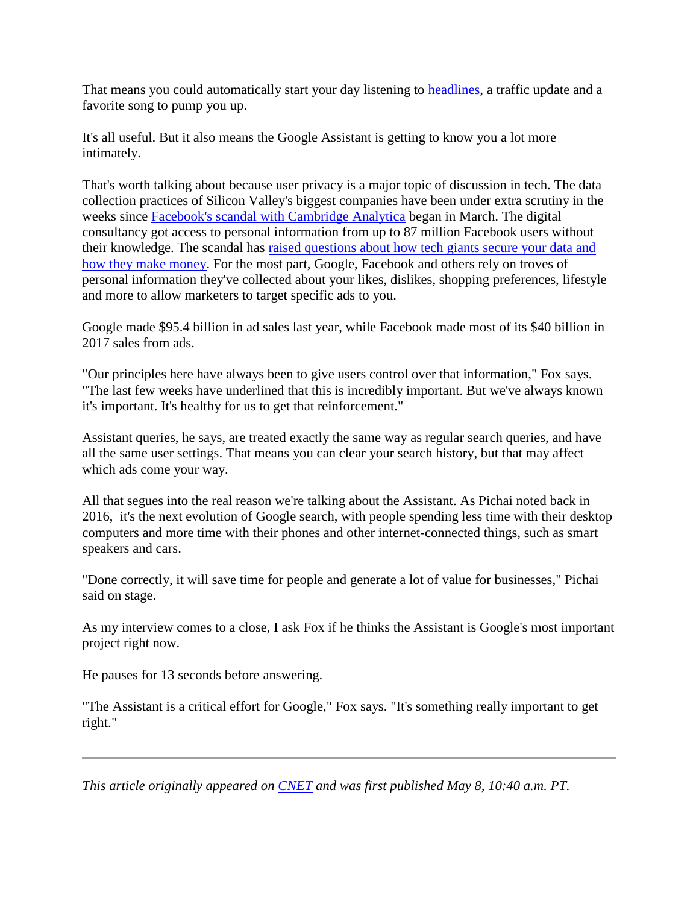That means you could automatically start your day listening to [headlines](), a traffic update and a favorite song to pump you up.

It's all useful. But it also means the Google Assistant is getting to know you a lot more intimately.

That's worth talking about because user privacy is a major topic of discussion in tech. The data collection practices of Silicon Valley's biggest companies have been under extra scrutiny in the weeks since [Facebook's scandal with Cambridge Analytica]() began in March. The digital consultancy got access to personal information from up to 87 million Facebook users without their knowledge. The scandal has [raised questions about how tech giants secure your data and how they make money](). For the most part, Google, Facebook and others rely on troves of personal information they've collected about your likes, dislikes, shopping preferences, lifestyle and more to allow marketers to target specific ads to you.

Google made $95.4 billion in ad sales last year, while Facebook made most of its $40 billion in 2017 sales from ads.

"Our principles here have always been to give users control over that information," Fox says. "The last few weeks have underlined that this is incredibly important. But we've always known it's important. It's healthy for us to get that reinforcement."

Assistant queries, he says, are treated exactly the same way as regular search queries, and have all the same user settings. That means you can clear your search history, but that may affect which ads come your way.

All that segues into the real reason we're talking about the Assistant. As Pichai noted back in 2016, it's the next evolution of Google search, with people spending less time with their desktop computers and more time with their phones and other internet-connected things, such as smart speakers and cars.

"Done correctly, it will save time for people and generate a lot of value for businesses," Pichai said on stage.

As my interview comes to a close, I ask Fox if he thinks the Assistant is Google's most important project right now.

He pauses for 13 seconds before answering.

"The Assistant is a critical effort for Google," Fox says. "It's something really important to get right."

---

*This article originally appeared on [CNET]() and was first published May 8, 10:40 a.m. PT.*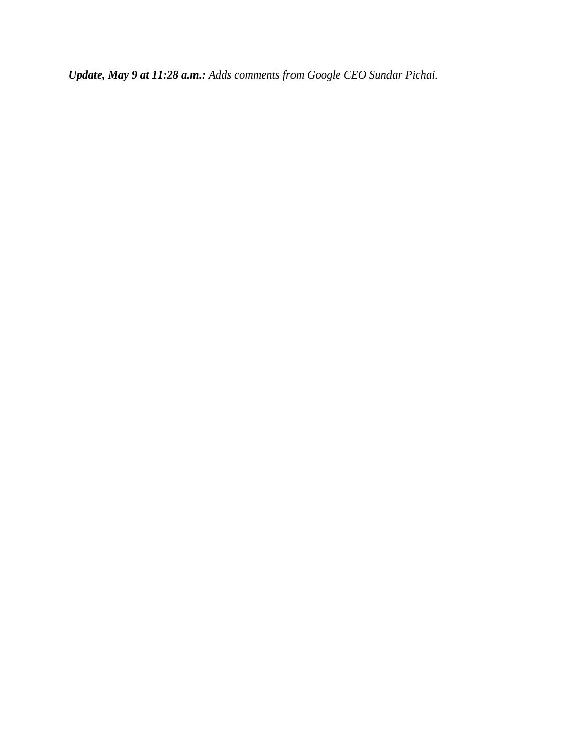***Update, May 9 at 11:28 a.m.:*** *Adds comments from Google CEO Sundar Pichai.*